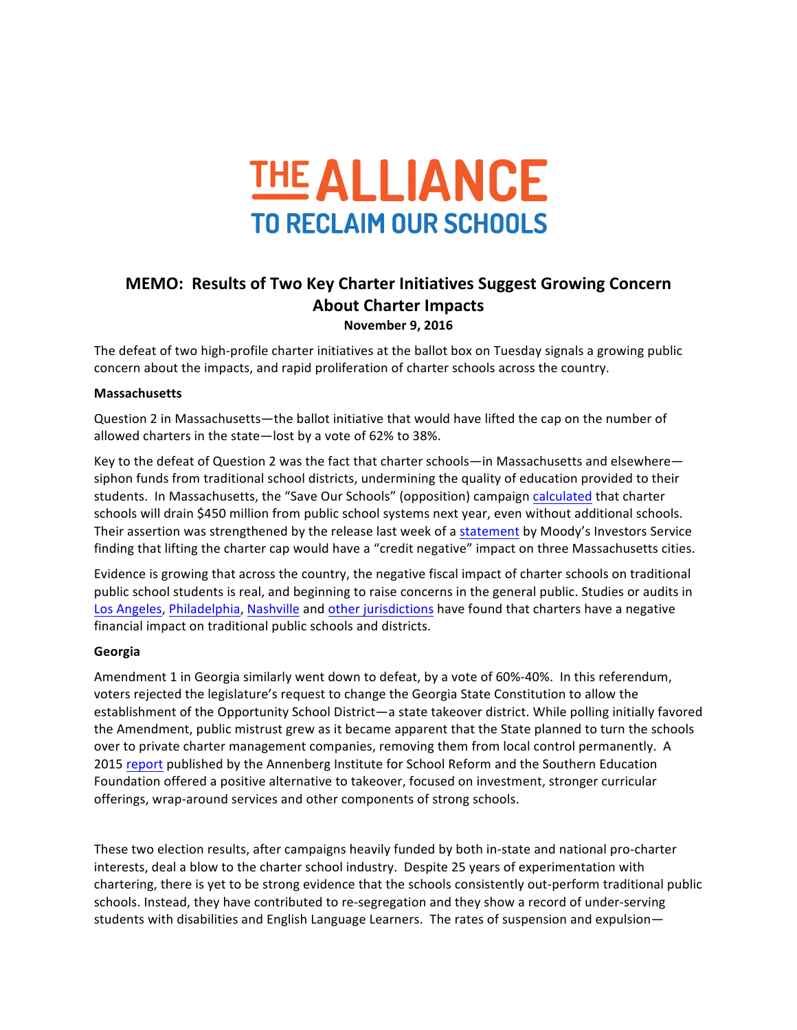# THE ALLIANCE TO RECLAIM OUR SCHOOLS

## MEMO: Results of Two Key Charter Initiatives Suggest Growing Concern About Charter Impacts

**November 9, 2016**

The defeat of two high-profile charter initiatives at the ballot box on Tuesday signals a growing public concern about the impacts, and rapid proliferation of charter schools across the country.

**Massachusetts**

Question 2 in Massachusetts—the ballot initiative that would have lifted the cap on the number of allowed charters in the state—lost by a vote of 62% to 38%.

Key to the defeat of Question 2 was the fact that charter schools—in Massachusetts and elsewhere—siphon funds from traditional school districts, undermining the quality of education provided to their students. In Massachusetts, the "Save Our Schools" (opposition) campaign calculated that charter schools will drain $450 million from public school systems next year, even without additional schools. Their assertion was strengthened by the release last week of a statement by Moody's Investors Service finding that lifting the charter cap would have a "credit negative" impact on three Massachusetts cities.

Evidence is growing that across the country, the negative fiscal impact of charter schools on traditional public school students is real, and beginning to raise concerns in the general public. Studies or audits in Los Angeles, Philadelphia, Nashville and other jurisdictions have found that charters have a negative financial impact on traditional public schools and districts.

**Georgia**

Amendment 1 in Georgia similarly went down to defeat, by a vote of 60%-40%. In this referendum, voters rejected the legislature's request to change the Georgia State Constitution to allow the establishment of the Opportunity School District—a state takeover district. While polling initially favored the Amendment, public mistrust grew as it became apparent that the State planned to turn the schools over to private charter management companies, removing them from local control permanently. A 2015 report published by the Annenberg Institute for School Reform and the Southern Education Foundation offered a positive alternative to takeover, focused on investment, stronger curricular offerings, wrap-around services and other components of strong schools.

These two election results, after campaigns heavily funded by both in-state and national pro-charter interests, deal a blow to the charter school industry. Despite 25 years of experimentation with chartering, there is yet to be strong evidence that the schools consistently out-perform traditional public schools. Instead, they have contributed to re-segregation and they show a record of under-serving students with disabilities and English Language Learners. The rates of suspension and expulsion—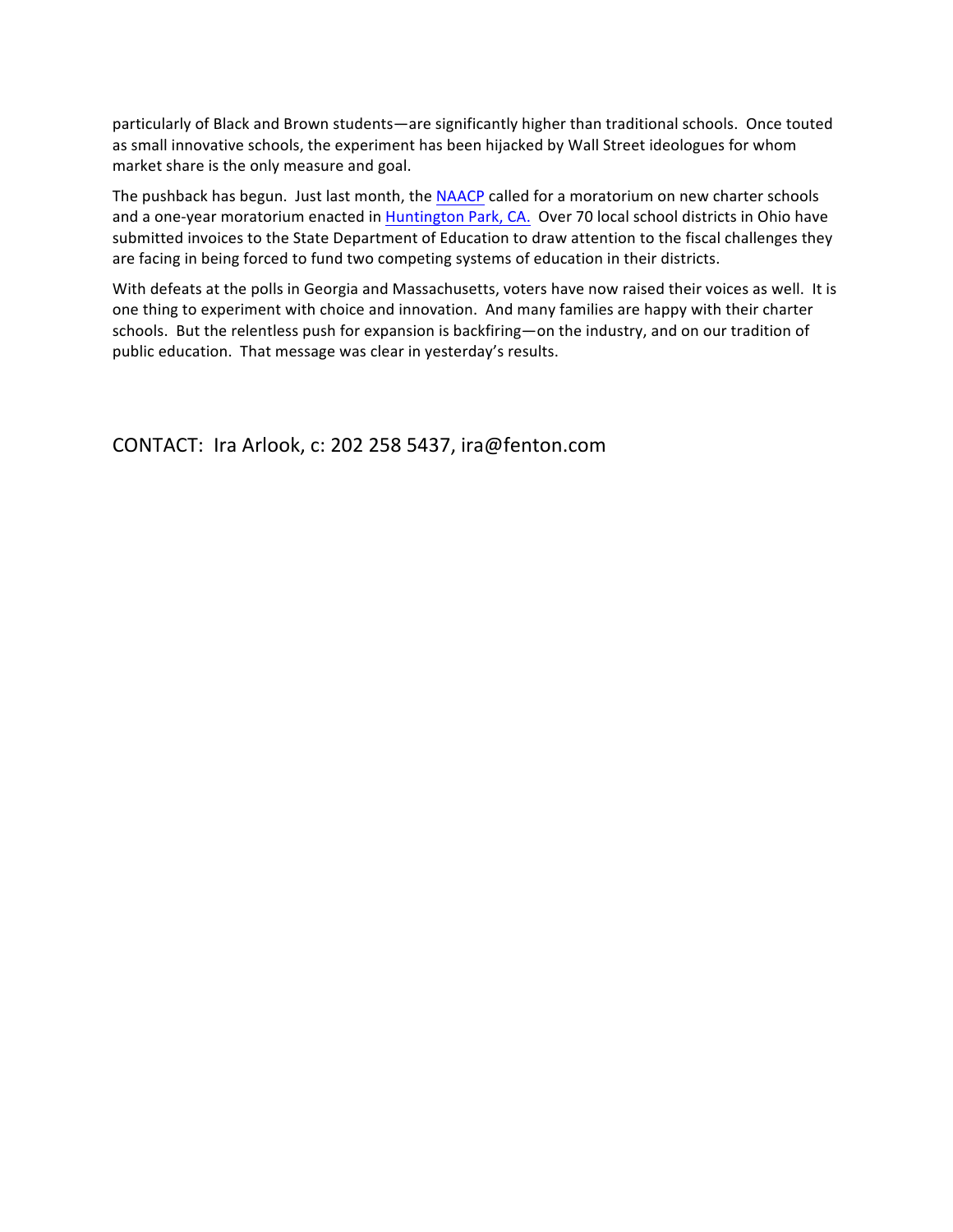particularly of Black and Brown students—are significantly higher than traditional schools. Once touted as small innovative schools, the experiment has been hijacked by Wall Street ideologues for whom market share is the only measure and goal.

The pushback has begun. Just last month, the NAACP called for a moratorium on new charter schools and a one-year moratorium enacted in Huntington Park, CA. Over 70 local school districts in Ohio have submitted invoices to the State Department of Education to draw attention to the fiscal challenges they are facing in being forced to fund two competing systems of education in their districts.

With defeats at the polls in Georgia and Massachusetts, voters have now raised their voices as well. It is one thing to experiment with choice and innovation. And many families are happy with their charter schools. But the relentless push for expansion is backfiring—on the industry, and on our tradition of public education. That message was clear in yesterday's results.

CONTACT: Ira Arlook, c: 202 258 5437, ira@fenton.com